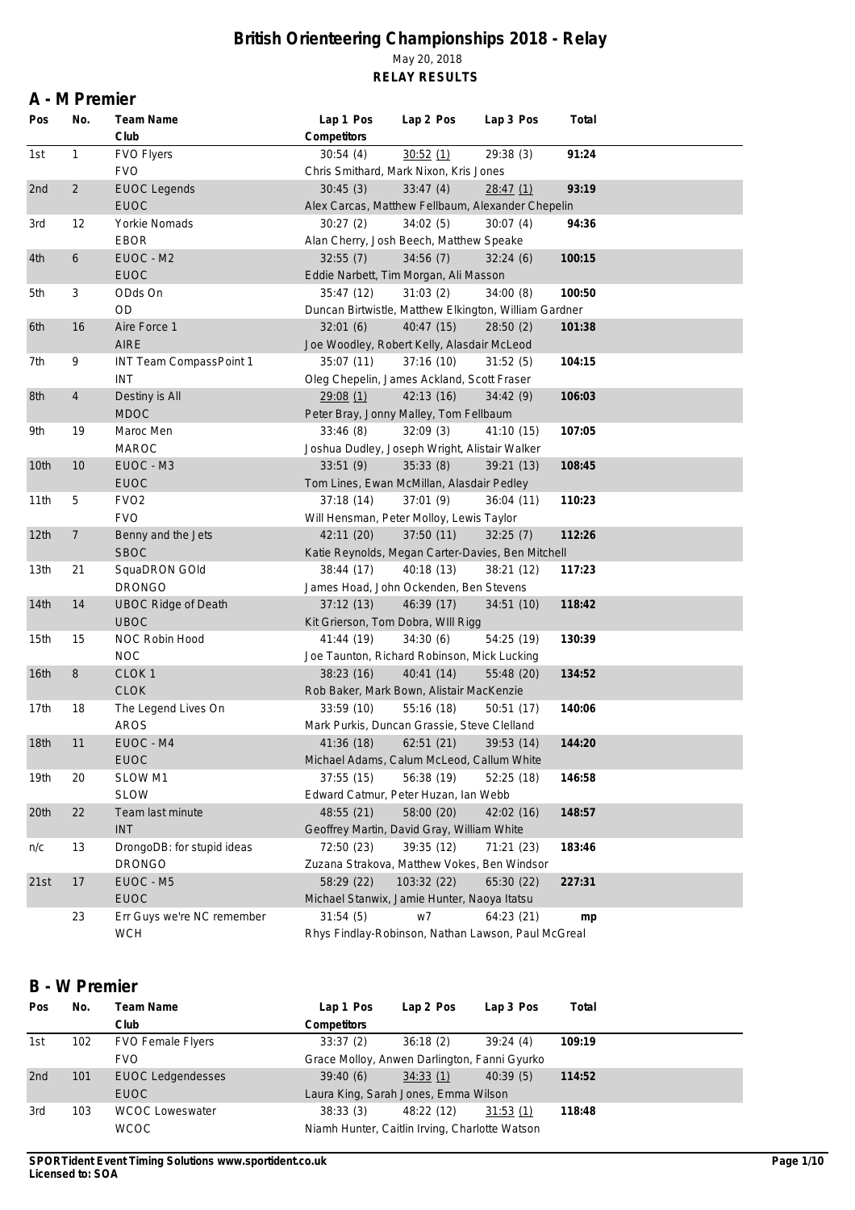# British Orienteering Championships 2018 - Relay

May 20, 2018

**RELAY RESULTS**

## A - M Premier

| Pos | No. | Team Name / Club | Lap 1 Pos | Lap 2 Pos | Lap 3 Pos | Total |
|---|---|---|---|---|---|---|
| 1st | 1 | FVO Flyers / FVO | 30:54 (4) | 30:52 (1) | 29:38 (3) | **91:24** |
| | | | Chris Smithard, Mark Nixon, Kris Jones | | | |
| 2nd | 2 | EUOC Legends / EUOC | 30:45 (3) | 33:47 (4) | 28:47 (1) | **93:19** |
| | | | Alex Carcas, Matthew Fellbaum, Alexander Chepelin | | | |
| 3rd | 12 | Yorkie Nomads / EBOR | 30:27 (2) | 34:02 (5) | 30:07 (4) | **94:36** |
| | | | Alan Cherry, Josh Beech, Matthew Speake | | | |
| 4th | 6 | EUOC - M2 / EUOC | 32:55 (7) | 34:56 (7) | 32:24 (6) | **100:15** |
| | | | Eddie Narbett, Tim Morgan, Ali Masson | | | |
| 5th | 3 | ODds On / OD | 35:47 (12) | 31:03 (2) | 34:00 (8) | **100:50** |
| | | | Duncan Birtwistle, Matthew Elkington, William Gardner | | | |
| 6th | 16 | Aire Force 1 / AIRE | 32:01 (6) | 40:47 (15) | 28:50 (2) | **101:38** |
| | | | Joe Woodley, Robert Kelly, Alasdair McLeod | | | |
| 7th | 9 | INT Team CompassPoint 1 / INT | 35:07 (11) | 37:16 (10) | 31:52 (5) | **104:15** |
| | | | Oleg Chepelin, James Ackland, Scott Fraser | | | |
| 8th | 4 | Destiny is All / MDOC | 29:08 (1) | 42:13 (16) | 34:42 (9) | **106:03** |
| | | | Peter Bray, Jonny Malley, Tom Fellbaum | | | |
| 9th | 19 | Maroc Men / MAROC | 33:46 (8) | 32:09 (3) | 41:10 (15) | **107:05** |
| | | | Joshua Dudley, Joseph Wright, Alistair Walker | | | |
| 10th | 10 | EUOC - M3 / EUOC | 33:51 (9) | 35:33 (8) | 39:21 (13) | **108:45** |
| | | | Tom Lines, Ewan McMillan, Alasdair Pedley | | | |
| 11th | 5 | FVO2 / FVO | 37:18 (14) | 37:01 (9) | 36:04 (11) | **110:23** |
| | | | Will Hensman, Peter Molloy, Lewis Taylor | | | |
| 12th | 7 | Benny and the Jets / SBOC | 42:11 (20) | 37:50 (11) | 32:25 (7) | **112:26** |
| | | | Katie Reynolds, Megan Carter-Davies, Ben Mitchell | | | |
| 13th | 21 | SquaDRON GOld / DRONGO | 38:44 (17) | 40:18 (13) | 38:21 (12) | **117:23** |
| | | | James Hoad, John Ockenden, Ben Stevens | | | |
| 14th | 14 | UBOC Ridge of Death / UBOC | 37:12 (13) | 46:39 (17) | 34:51 (10) | **118:42** |
| | | | Kit Grierson, Tom Dobra, WIll Rigg | | | |
| 15th | 15 | NOC Robin Hood / NOC | 41:44 (19) | 34:30 (6) | 54:25 (19) | **130:39** |
| | | | Joe Taunton, Richard Robinson, Mick Lucking | | | |
| 16th | 8 | CLOK 1 / CLOK | 38:23 (16) | 40:41 (14) | 55:48 (20) | **134:52** |
| | | | Rob Baker, Mark Bown, Alistair MacKenzie | | | |
| 17th | 18 | The Legend Lives On / AROS | 33:59 (10) | 55:16 (18) | 50:51 (17) | **140:06** |
| | | | Mark Purkis, Duncan Grassie, Steve Clelland | | | |
| 18th | 11 | EUOC - M4 / EUOC | 41:36 (18) | 62:51 (21) | 39:53 (14) | **144:20** |
| | | | Michael Adams, Calum McLeod, Callum White | | | |
| 19th | 20 | SLOW M1 / SLOW | 37:55 (15) | 56:38 (19) | 52:25 (18) | **146:58** |
| | | | Edward Catmur, Peter Huzan, Ian Webb | | | |
| 20th | 22 | Team last minute / INT | 48:55 (21) | 58:00 (20) | 42:02 (16) | **148:57** |
| | | | Geoffrey Martin, David Gray, William White | | | |
| n/c | 13 | DrongoDB: for stupid ideas / DRONGO | 72:50 (23) | 39:35 (12) | 71:21 (23) | **183:46** |
| | | | Zuzana Strakova, Matthew Vokes, Ben Windsor | | | |
| 21st | 17 | EUOC - M5 / EUOC | 58:29 (22) | 103:32 (22) | 65:30 (22) | **227:31** |
| | | | Michael Stanwix, Jamie Hunter, Naoya Itatsu | | | |
| | 23 | Err Guys we're NC remember / WCH | 31:54 (5) | w7 | 64:23 (21) | **mp** |
| | | | Rhys Findlay-Robinson, Nathan Lawson, Paul McGreal | | | |

## B - W Premier

| Pos | No. | Team Name / Club | Lap 1 Pos | Lap 2 Pos | Lap 3 Pos | Total |
|---|---|---|---|---|---|---|
| 1st | 102 | FVO Female Flyers / FVO | 33:37 (2) | 36:18 (2) | 39:24 (4) | **109:19** |
| | | | Grace Molloy, Anwen Darlington, Fanni Gyurko | | | |
| 2nd | 101 | EUOC Ledgendesses / EUOC | 39:40 (6) | 34:33 (1) | 40:39 (5) | **114:52** |
| | | | Laura King, Sarah Jones, Emma Wilson | | | |
| 3rd | 103 | WCOC Loweswater / WCOC | 38:33 (3) | 48:22 (12) | 31:53 (1) | **118:48** |
| | | | Niamh Hunter, Caitlin Irving, Charlotte Watson | | | |

**SPORTident Event Timing Solutions www.sportident.co.uk**
**Licensed to: SOA**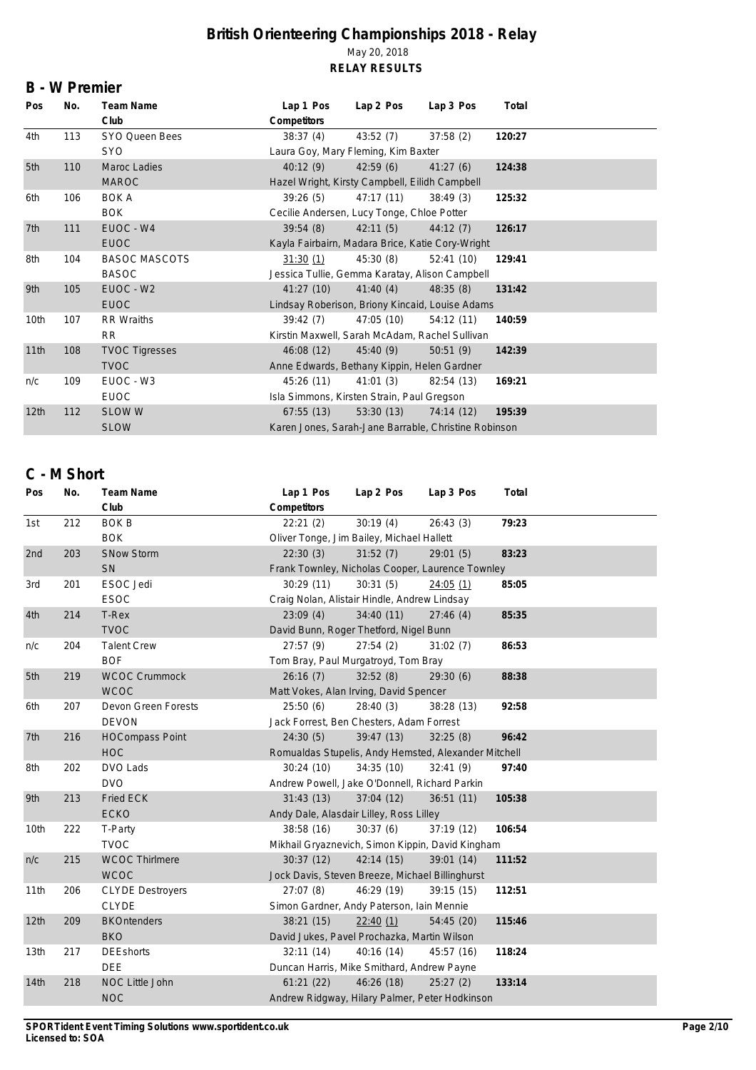# British Orienteering Championships 2018 - Relay

May 20, 2018

**RELAY RESULTS**

## B - W Premier

| Pos | No. | Team Name / Club | Lap 1 Pos | Lap 2 Pos | Lap 3 Pos | Total |
|---|---|---|---|---|---|---|
| | | | Competitors | | | |
| 4th | 113 | SYO Queen Bees | 38:37 (4) | 43:52 (7) | 37:58 (2) | **120:27** |
| | | SYO | Laura Goy, Mary Fleming, Kim Baxter | | | |
| 5th | 110 | Maroc Ladies | 40:12 (9) | 42:59 (6) | 41:27 (6) | **124:38** |
| | | MAROC | Hazel Wright, Kirsty Campbell, Eilidh Campbell | | | |
| 6th | 106 | BOK A | 39:26 (5) | 47:17 (11) | 38:49 (3) | **125:32** |
| | | BOK | Cecilie Andersen, Lucy Tonge, Chloe Potter | | | |
| 7th | 111 | EUOC - W4 | 39:54 (8) | 42:11 (5) | 44:12 (7) | **126:17** |
| | | EUOC | Kayla Fairbairn, Madara Brice, Katie Cory-Wright | | | |
| 8th | 104 | BASOC MASCOTS | 31:30 (1) | 45:30 (8) | 52:41 (10) | **129:41** |
| | | BASOC | Jessica Tullie, Gemma Karatay, Alison Campbell | | | |
| 9th | 105 | EUOC - W2 | 41:27 (10) | 41:40 (4) | 48:35 (8) | **131:42** |
| | | EUOC | Lindsay Roberison, Briony Kincaid, Louise Adams | | | |
| 10th | 107 | RR Wraiths | 39:42 (7) | 47:05 (10) | 54:12 (11) | **140:59** |
| | | RR | Kirstin Maxwell, Sarah McAdam, Rachel Sullivan | | | |
| 11th | 108 | TVOC Tigresses | 46:08 (12) | 45:40 (9) | 50:51 (9) | **142:39** |
| | | TVOC | Anne Edwards, Bethany Kippin, Helen Gardner | | | |
| n/c | 109 | EUOC - W3 | 45:26 (11) | 41:01 (3) | 82:54 (13) | **169:21** |
| | | EUOC | Isla Simmons, Kirsten Strain, Paul Gregson | | | |
| 12th | 112 | SLOW W | 67:55 (13) | 53:30 (13) | 74:14 (12) | **195:39** |
| | | SLOW | Karen Jones, Sarah-Jane Barrable, Christine Robinson | | | |

## C - M Short

| Pos | No. | Team Name / Club | Lap 1 Pos | Lap 2 Pos | Lap 3 Pos | Total |
|---|---|---|---|---|---|---|
| | | | Competitors | | | |
| 1st | 212 | BOK B | 22:21 (2) | 30:19 (4) | 26:43 (3) | **79:23** |
| | | BOK | Oliver Tonge, Jim Bailey, Michael Hallett | | | |
| 2nd | 203 | SNow Storm | 22:30 (3) | 31:52 (7) | 29:01 (5) | **83:23** |
| | | SN | Frank Townley, Nicholas Cooper, Laurence Townley | | | |
| 3rd | 201 | ESOC Jedi | 30:29 (11) | 30:31 (5) | 24:05 (1) | **85:05** |
| | | ESOC | Craig Nolan, Alistair Hindle, Andrew Lindsay | | | |
| 4th | 214 | T-Rex | 23:09 (4) | 34:40 (11) | 27:46 (4) | **85:35** |
| | | TVOC | David Bunn, Roger Thetford, Nigel Bunn | | | |
| n/c | 204 | Talent Crew | 27:57 (9) | 27:54 (2) | 31:02 (7) | **86:53** |
| | | BOF | Tom Bray, Paul Murgatroyd, Tom Bray | | | |
| 5th | 219 | WCOC Crummock | 26:16 (7) | 32:52 (8) | 29:30 (6) | **88:38** |
| | | WCOC | Matt Vokes, Alan Irving, David Spencer | | | |
| 6th | 207 | Devon Green Forests | 25:50 (6) | 28:40 (3) | 38:28 (13) | **92:58** |
| | | DEVON | Jack Forrest, Ben Chesters, Adam Forrest | | | |
| 7th | 216 | HOCompass Point | 24:30 (5) | 39:47 (13) | 32:25 (8) | **96:42** |
| | | HOC | Romualdas Stupelis, Andy Hemsted, Alexander Mitchell | | | |
| 8th | 202 | DVO Lads | 30:24 (10) | 34:35 (10) | 32:41 (9) | **97:40** |
| | | DVO | Andrew Powell, Jake O'Donnell, Richard Parkin | | | |
| 9th | 213 | Fried ECK | 31:43 (13) | 37:04 (12) | 36:51 (11) | **105:38** |
| | | ECKO | Andy Dale, Alasdair Lilley, Ross Lilley | | | |
| 10th | 222 | T-Party | 38:58 (16) | 30:37 (6) | 37:19 (12) | **106:54** |
| | | TVOC | Mikhail Gryaznevich, Simon Kippin, David Kingham | | | |
| n/c | 215 | WCOC Thirlmere | 30:37 (12) | 42:14 (15) | 39:01 (14) | **111:52** |
| | | WCOC | Jock Davis, Steven Breeze, Michael Billinghurst | | | |
| 11th | 206 | CLYDE Destroyers | 27:07 (8) | 46:29 (19) | 39:15 (15) | **112:51** |
| | | CLYDE | Simon Gardner, Andy Paterson, Iain Mennie | | | |
| 12th | 209 | BKOntenders | 38:21 (15) | 22:40 (1) | 54:45 (20) | **115:46** |
| | | BKO | David Jukes, Pavel Prochazka, Martin Wilson | | | |
| 13th | 217 | DEEshorts | 32:11 (14) | 40:16 (14) | 45:57 (16) | **118:24** |
| | | DEE | Duncan Harris, Mike Smithard, Andrew Payne | | | |
| 14th | 218 | NOC Little John | 61:21 (22) | 46:26 (18) | 25:27 (2) | **133:14** |
| | | NOC | Andrew Ridgway, Hilary Palmer, Peter Hodkinson | | | |

**SPORTident Event Timing Solutions www.sportident.co.uk**
**Licensed to: SOA**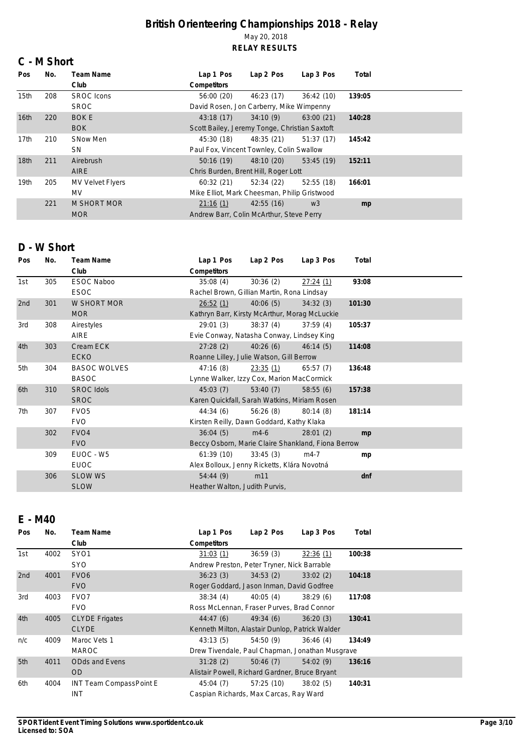# British Orienteering Championships 2018 - Relay

May 20, 2018

**RELAY RESULTS**

## C - M Short

| Pos | No. | Team Name / Club | Lap 1 Pos | Lap 2 Pos | Lap 3 Pos | Total |
|---|---|---|---|---|---|---|
| 15th | 208 | SROC Icons | 56:00 (20) | 46:23 (17) | 36:42 (10) | 139:05 |
| | | SROC | David Rosen, Jon Carberry, Mike Wimpenny | | | |
| 16th | 220 | BOK E | 43:18 (17) | 34:10 (9) | 63:00 (21) | 140:28 |
| | | BOK | Scott Bailey, Jeremy Tonge, Christian Saxtoft | | | |
| 17th | 210 | SNow Men | 45:30 (18) | 48:35 (21) | 51:37 (17) | 145:42 |
| | | SN | Paul Fox, Vincent Townley, Colin Swallow | | | |
| 18th | 211 | Airebrush | 50:16 (19) | 48:10 (20) | 53:45 (19) | 152:11 |
| | | AIRE | Chris Burden, Brent Hill, Roger Lott | | | |
| 19th | 205 | MV Velvet Flyers | 60:32 (21) | 52:34 (22) | 52:55 (18) | 166:01 |
| | | MV | Mike Elliot, Mark Cheesman, Philip Gristwood | | | |
| | 221 | M SHORT MOR | 21:16 (1) | 42:55 (16) | w3 | mp |
| | | MOR | Andrew Barr, Colin McArthur, Steve Perry | | | |

## D - W Short

| Pos | No. | Team Name / Club | Lap 1 Pos | Lap 2 Pos | Lap 3 Pos | Total |
|---|---|---|---|---|---|---|
| 1st | 305 | ESOC Naboo | 35:08 (4) | 30:36 (2) | 27:24 (1) | 93:08 |
| | | ESOC | Rachel Brown, Gillian Martin, Rona Lindsay | | | |
| 2nd | 301 | W SHORT MOR | 26:52 (1) | 40:06 (5) | 34:32 (3) | 101:30 |
| | | MOR | Kathryn Barr, Kirsty McArthur, Morag McLuckie | | | |
| 3rd | 308 | Airestyles | 29:01 (3) | 38:37 (4) | 37:59 (4) | 105:37 |
| | | AIRE | Evie Conway, Natasha Conway, Lindsey King | | | |
| 4th | 303 | Cream ECK | 27:28 (2) | 40:26 (6) | 46:14 (5) | 114:08 |
| | | ECKO | Roanne Lilley, Julie Watson, Gill Berrow | | | |
| 5th | 304 | BASOC WOLVES | 47:16 (8) | 23:35 (1) | 65:57 (7) | 136:48 |
| | | BASOC | Lynne Walker, Izzy Cox, Marion MacCormick | | | |
| 6th | 310 | SROC Idols | 45:03 (7) | 53:40 (7) | 58:55 (6) | 157:38 |
| | | SROC | Karen Quickfall, Sarah Watkins, Miriam Rosen | | | |
| 7th | 307 | FVO5 | 44:34 (6) | 56:26 (8) | 80:14 (8) | 181:14 |
| | | FVO | Kirsten Reilly, Dawn Goddard, Kathy Klaka | | | |
| | 302 | FVO4 | 36:04 (5) | m4-6 | 28:01 (2) | mp |
| | | FVO | Beccy Osborn, Marie Claire Shankland, Fiona Berrow | | | |
| | 309 | EUOC - W5 | 61:39 (10) | 33:45 (3) | m4-7 | mp |
| | | EUOC | Alex Bolloux, Jenny Ricketts, Klára Novotná | | | |
| | 306 | SLOW WS | 54:44 (9) | m11 | | dnf |
| | | SLOW | Heather Walton, Judith Purvis, | | | |

## E - M40

| Pos | No. | Team Name / Club | Lap 1 Pos | Lap 2 Pos | Lap 3 Pos | Total |
|---|---|---|---|---|---|---|
| 1st | 4002 | SYO1 | 31:03 (1) | 36:59 (3) | 32:36 (1) | 100:38 |
| | | SYO | Andrew Preston, Peter Tryner, Nick Barrable | | | |
| 2nd | 4001 | FVO6 | 36:23 (3) | 34:53 (2) | 33:02 (2) | 104:18 |
| | | FVO | Roger Goddard, Jason Inman, David Godfree | | | |
| 3rd | 4003 | FVO7 | 38:34 (4) | 40:05 (4) | 38:29 (6) | 117:08 |
| | | FVO | Ross McLennan, Fraser Purves, Brad Connor | | | |
| 4th | 4005 | CLYDE Frigates | 44:47 (6) | 49:34 (6) | 36:20 (3) | 130:41 |
| | | CLYDE | Kenneth Milton, Alastair Dunlop, Patrick Walder | | | |
| n/c | 4009 | Maroc Vets 1 | 43:13 (5) | 54:50 (9) | 36:46 (4) | 134:49 |
| | | MAROC | Drew Tivendale, Paul Chapman, Jonathan Musgrave | | | |
| 5th | 4011 | ODds and Evens | 31:28 (2) | 50:46 (7) | 54:02 (9) | 136:16 |
| | | OD | Alistair Powell, Richard Gardner, Bruce Bryant | | | |
| 6th | 4004 | INT Team CompassPoint E | 45:04 (7) | 57:25 (10) | 38:02 (5) | 140:31 |
| | | INT | Caspian Richards, Max Carcas, Ray Ward | | | |

SPORTident Event Timing Solutions www.sportident.co.uk
Licensed to: SOA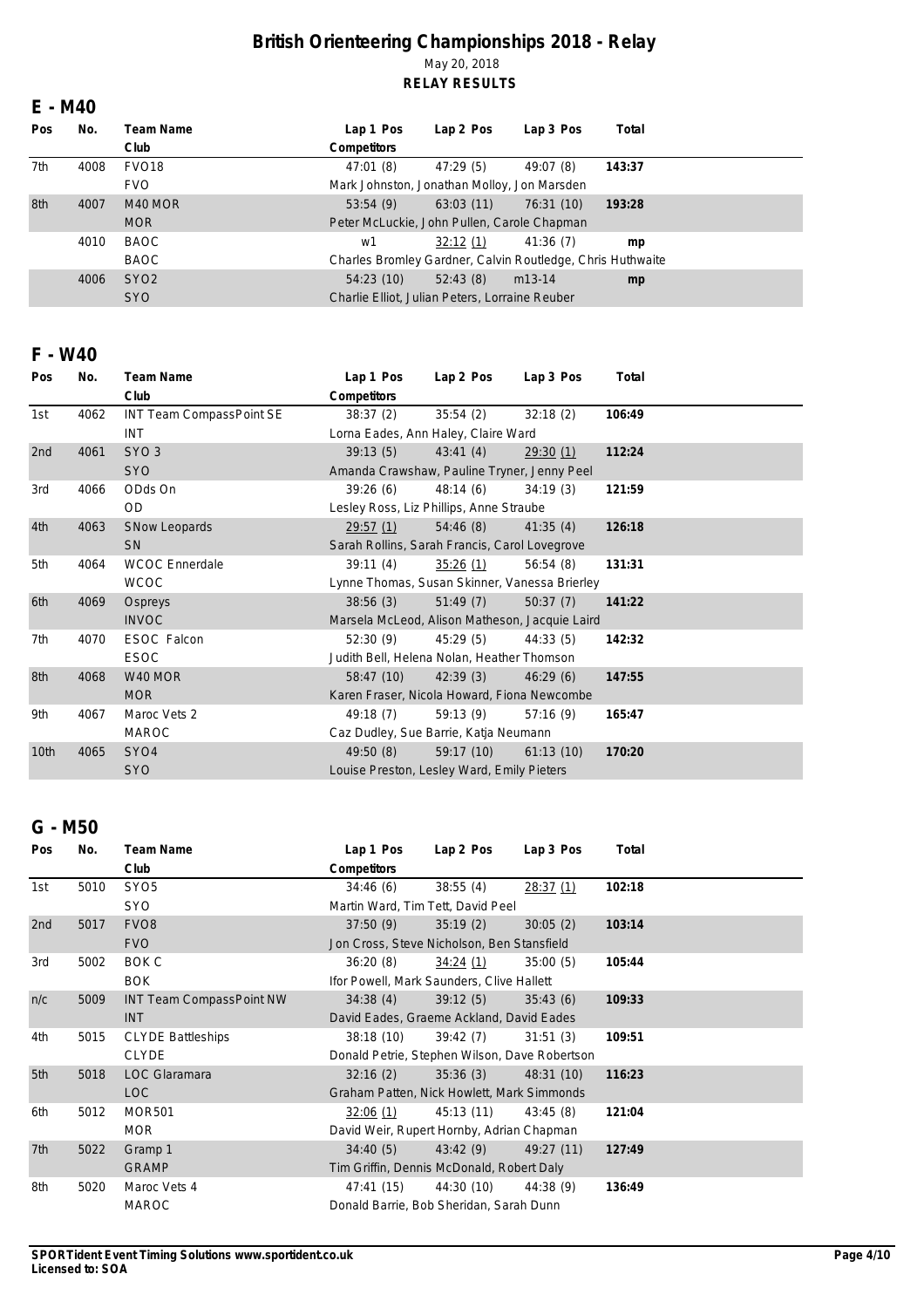# British Orienteering Championships 2018 - Relay

May 20, 2018

**RELAY RESULTS**

## E - M40

| Pos | No. | Team Name / Club | Lap 1 Pos | Lap 2 Pos | Lap 3 Pos | Total |
|---|---|---|---|---|---|---|
| 7th | 4008 | FVO18 | 47:01 (8) | 47:29 (5) | 49:07 (8) | **143:37** |
| | | FVO | Mark Johnston, Jonathan Molloy, Jon Marsden | | | |
| 8th | 4007 | M40 MOR | 53:54 (9) | 63:03 (11) | 76:31 (10) | **193:28** |
| | | MOR | Peter McLuckie, John Pullen, Carole Chapman | | | |
| | 4010 | BAOC | w1 | 32:12 (1) | 41:36 (7) | **mp** |
| | | BAOC | Charles Bromley Gardner, Calvin Routledge, Chris Huthwaite | | | |
| | 4006 | SYO2 | 54:23 (10) | 52:43 (8) | m13-14 | **mp** |
| | | SYO | Charlie Elliot, Julian Peters, Lorraine Reuber | | | |

## F - W40

| Pos | No. | Team Name / Club | Lap 1 Pos | Lap 2 Pos | Lap 3 Pos | Total |
|---|---|---|---|---|---|---|
| 1st | 4062 | INT Team CompassPoint SE | 38:37 (2) | 35:54 (2) | 32:18 (2) | **106:49** |
| | | INT | Lorna Eades, Ann Haley, Claire Ward | | | |
| 2nd | 4061 | SYO 3 | 39:13 (5) | 43:41 (4) | 29:30 (1) | **112:24** |
| | | SYO | Amanda Crawshaw, Pauline Tryner, Jenny Peel | | | |
| 3rd | 4066 | ODds On | 39:26 (6) | 48:14 (6) | 34:19 (3) | **121:59** |
| | | OD | Lesley Ross, Liz Phillips, Anne Straube | | | |
| 4th | 4063 | SNow Leopards | 29:57 (1) | 54:46 (8) | 41:35 (4) | **126:18** |
| | | SN | Sarah Rollins, Sarah Francis, Carol Lovegrove | | | |
| 5th | 4064 | WCOC Ennerdale | 39:11 (4) | 35:26 (1) | 56:54 (8) | **131:31** |
| | | WCOC | Lynne Thomas, Susan Skinner, Vanessa Brierley | | | |
| 6th | 4069 | Ospreys | 38:56 (3) | 51:49 (7) | 50:37 (7) | **141:22** |
| | | INVOC | Marsela McLeod, Alison Matheson, Jacquie Laird | | | |
| 7th | 4070 | ESOC Falcon | 52:30 (9) | 45:29 (5) | 44:33 (5) | **142:32** |
| | | ESOC | Judith Bell, Helena Nolan, Heather Thomson | | | |
| 8th | 4068 | W40 MOR | 58:47 (10) | 42:39 (3) | 46:29 (6) | **147:55** |
| | | MOR | Karen Fraser, Nicola Howard, Fiona Newcombe | | | |
| 9th | 4067 | Maroc Vets 2 | 49:18 (7) | 59:13 (9) | 57:16 (9) | **165:47** |
| | | MAROC | Caz Dudley, Sue Barrie, Katja Neumann | | | |
| 10th | 4065 | SYO4 | 49:50 (8) | 59:17 (10) | 61:13 (10) | **170:20** |
| | | SYO | Louise Preston, Lesley Ward, Emily Pieters | | | |

## G - M50

| Pos | No. | Team Name / Club | Lap 1 Pos | Lap 2 Pos | Lap 3 Pos | Total |
|---|---|---|---|---|---|---|
| 1st | 5010 | SYO5 | 34:46 (6) | 38:55 (4) | 28:37 (1) | **102:18** |
| | | SYO | Martin Ward, Tim Tett, David Peel | | | |
| 2nd | 5017 | FVO8 | 37:50 (9) | 35:19 (2) | 30:05 (2) | **103:14** |
| | | FVO | Jon Cross, Steve Nicholson, Ben Stansfield | | | |
| 3rd | 5002 | BOK C | 36:20 (8) | 34:24 (1) | 35:00 (5) | **105:44** |
| | | BOK | Ifor Powell, Mark Saunders, Clive Hallett | | | |
| n/c | 5009 | INT Team CompassPoint NW | 34:38 (4) | 39:12 (5) | 35:43 (6) | **109:33** |
| | | INT | David Eades, Graeme Ackland, David Eades | | | |
| 4th | 5015 | CLYDE Battleships | 38:18 (10) | 39:42 (7) | 31:51 (3) | **109:51** |
| | | CLYDE | Donald Petrie, Stephen Wilson, Dave Robertson | | | |
| 5th | 5018 | LOC Glaramara | 32:16 (2) | 35:36 (3) | 48:31 (10) | **116:23** |
| | | LOC | Graham Patten, Nick Howlett, Mark Simmonds | | | |
| 6th | 5012 | MOR501 | 32:06 (1) | 45:13 (11) | 43:45 (8) | **121:04** |
| | | MOR | David Weir, Rupert Hornby, Adrian Chapman | | | |
| 7th | 5022 | Gramp 1 | 34:40 (5) | 43:42 (9) | 49:27 (11) | **127:49** |
| | | GRAMP | Tim Griffin, Dennis McDonald, Robert Daly | | | |
| 8th | 5020 | Maroc Vets 4 | 47:41 (15) | 44:30 (10) | 44:38 (9) | **136:49** |
| | | MAROC | Donald Barrie, Bob Sheridan, Sarah Dunn | | | |

**SPORTident Event Timing Solutions www.sportident.co.uk**
**Licensed to: SOA**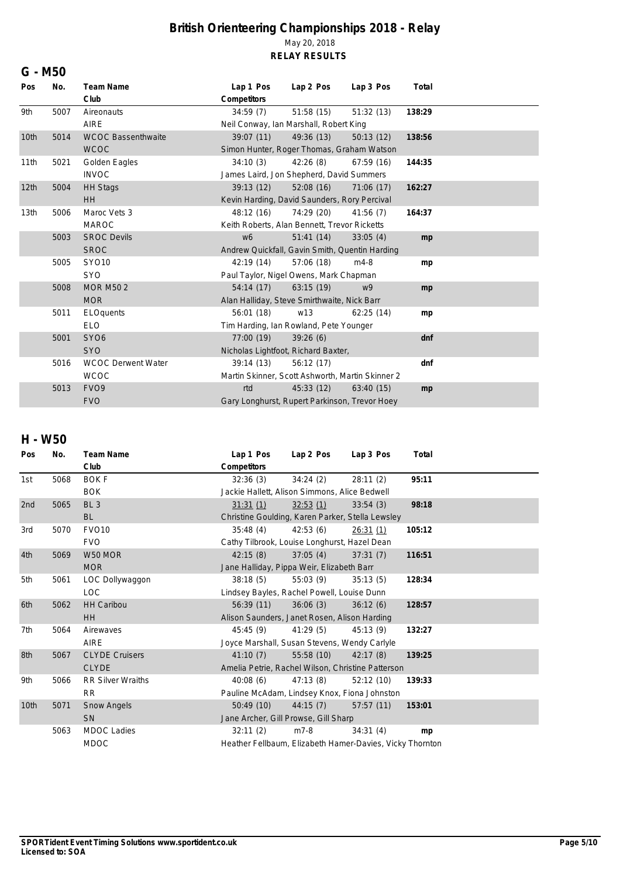# British Orienteering Championships 2018 - Relay

May 20, 2018

**RELAY RESULTS**

## G - M50

| Pos | No. | Team Name / Club | Lap 1 Pos | Lap 2 Pos | Lap 3 Pos | Total |
|---|---|---|---|---|---|---|
| 9th | 5007 | Aireonauts | 34:59 (7) | 51:58 (15) | 51:32 (13) | **138:29** |
| | | AIRE | Neil Conway, Ian Marshall, Robert King | | | |
| 10th | 5014 | WCOC Bassenthwaite | 39:07 (11) | 49:36 (13) | 50:13 (12) | **138:56** |
| | | WCOC | Simon Hunter, Roger Thomas, Graham Watson | | | |
| 11th | 5021 | Golden Eagles | 34:10 (3) | 42:26 (8) | 67:59 (16) | **144:35** |
| | | INVOC | James Laird, Jon Shepherd, David Summers | | | |
| 12th | 5004 | HH Stags | 39:13 (12) | 52:08 (16) | 71:06 (17) | **162:27** |
| | | HH | Kevin Harding, David Saunders, Rory Percival | | | |
| 13th | 5006 | Maroc Vets 3 | 48:12 (16) | 74:29 (20) | 41:56 (7) | **164:37** |
| | | MAROC | Keith Roberts, Alan Bennett, Trevor Ricketts | | | |
| | 5003 | SROC Devils | w6 | 51:41 (14) | 33:05 (4) | **mp** |
| | | SROC | Andrew Quickfall, Gavin Smith, Quentin Harding | | | |
| | 5005 | SYO10 | 42:19 (14) | 57:06 (18) | m4-8 | **mp** |
| | | SYO | Paul Taylor, Nigel Owens, Mark Chapman | | | |
| | 5008 | MOR M50 2 | 54:14 (17) | 63:15 (19) | w9 | **mp** |
| | | MOR | Alan Halliday, Steve Smirthwaite, Nick Barr | | | |
| | 5011 | ELOquents | 56:01 (18) | w13 | 62:25 (14) | **mp** |
| | | ELO | Tim Harding, Ian Rowland, Pete Younger | | | |
| | 5001 | SYO6 | 77:00 (19) | 39:26 (6) | | **dnf** |
| | | SYO | Nicholas Lightfoot, Richard Baxter, | | | |
| | 5016 | WCOC Derwent Water | 39:14 (13) | 56:12 (17) | | **dnf** |
| | | WCOC | Martin Skinner, Scott Ashworth, Martin Skinner 2 | | | |
| | 5013 | FVO9 | rtd | 45:33 (12) | 63:40 (15) | **mp** |
| | | FVO | Gary Longhurst, Rupert Parkinson, Trevor Hoey | | | |

## H - W50

| Pos | No. | Team Name / Club | Lap 1 Pos | Lap 2 Pos | Lap 3 Pos | Total |
|---|---|---|---|---|---|---|
| 1st | 5068 | BOK F | 32:36 (3) | 34:24 (2) | 28:11 (2) | **95:11** |
| | | BOK | Jackie Hallett, Alison Simmons, Alice Bedwell | | | |
| 2nd | 5065 | BL 3 | 31:31 (1) | 32:53 (1) | 33:54 (3) | **98:18** |
| | | BL | Christine Goulding, Karen Parker, Stella Lewsley | | | |
| 3rd | 5070 | FVO10 | 35:48 (4) | 42:53 (6) | 26:31 (1) | **105:12** |
| | | FVO | Cathy Tilbrook, Louise Longhurst, Hazel Dean | | | |
| 4th | 5069 | W50 MOR | 42:15 (8) | 37:05 (4) | 37:31 (7) | **116:51** |
| | | MOR | Jane Halliday, Pippa Weir, Elizabeth Barr | | | |
| 5th | 5061 | LOC Dollywaggon | 38:18 (5) | 55:03 (9) | 35:13 (5) | **128:34** |
| | | LOC | Lindsey Bayles, Rachel Powell, Louise Dunn | | | |
| 6th | 5062 | HH Caribou | 56:39 (11) | 36:06 (3) | 36:12 (6) | **128:57** |
| | | HH | Alison Saunders, Janet Rosen, Alison Harding | | | |
| 7th | 5064 | Airewaves | 45:45 (9) | 41:29 (5) | 45:13 (9) | **132:27** |
| | | AIRE | Joyce Marshall, Susan Stevens, Wendy Carlyle | | | |
| 8th | 5067 | CLYDE Cruisers | 41:10 (7) | 55:58 (10) | 42:17 (8) | **139:25** |
| | | CLYDE | Amelia Petrie, Rachel Wilson, Christine Patterson | | | |
| 9th | 5066 | RR Silver Wraiths | 40:08 (6) | 47:13 (8) | 52:12 (10) | **139:33** |
| | | RR | Pauline McAdam, Lindsey Knox, Fiona Johnston | | | |
| 10th | 5071 | Snow Angels | 50:49 (10) | 44:15 (7) | 57:57 (11) | **153:01** |
| | | SN | Jane Archer, Gill Prowse, Gill Sharp | | | |
| | 5063 | MDOC Ladies | 32:11 (2) | m7-8 | 34:31 (4) | **mp** |
| | | MDOC | Heather Fellbaum, Elizabeth Hamer-Davies, Vicky Thornton | | | |

**SPORTident Event Timing Solutions www.sportident.co.uk**
**Licensed to: SOA**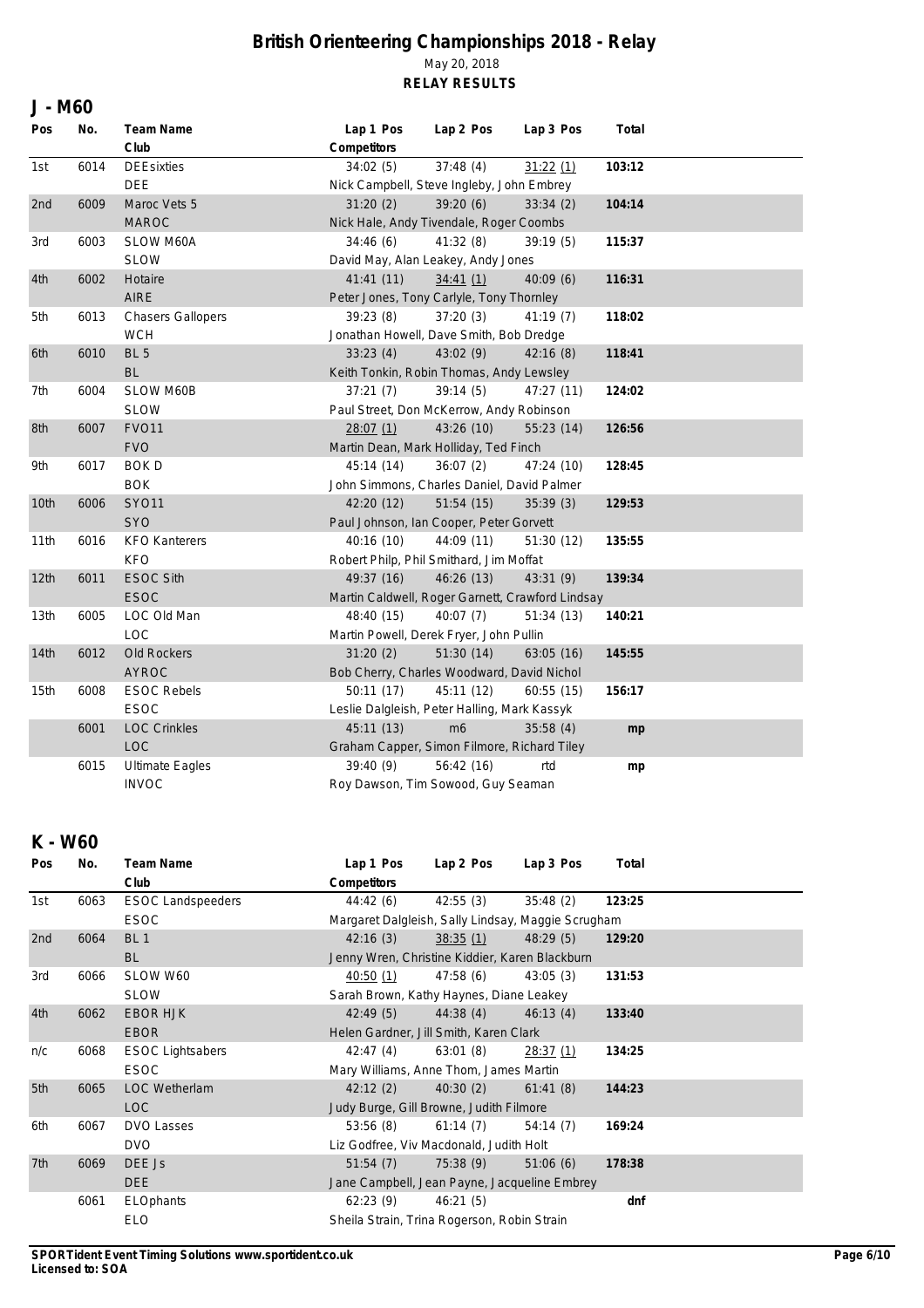# British Orienteering Championships 2018 - Relay

May 20, 2018

**RELAY RESULTS**

## J - M60

| Pos | No. | Team Name / Club | Lap 1 Pos | Lap 2 Pos | Lap 3 Pos | Total |
|---|---|---|---|---|---|---|
| 1st | 6014 | DEEsixties<br>DEE | 34:02 (5) | 37:48 (4) | 31:22 (1) | 103:12 |
| | | | Nick Campbell, Steve Ingleby, John Embrey | | | |
| 2nd | 6009 | Maroc Vets 5<br>MAROC | 31:20 (2) | 39:20 (6) | 33:34 (2) | 104:14 |
| | | | Nick Hale, Andy Tivendale, Roger Coombs | | | |
| 3rd | 6003 | SLOW M60A<br>SLOW | 34:46 (6) | 41:32 (8) | 39:19 (5) | 115:37 |
| | | | David May, Alan Leakey, Andy Jones | | | |
| 4th | 6002 | Hotaire<br>AIRE | 41:41 (11) | 34:41 (1) | 40:09 (6) | 116:31 |
| | | | Peter Jones, Tony Carlyle, Tony Thornley | | | |
| 5th | 6013 | Chasers Gallopers<br>WCH | 39:23 (8) | 37:20 (3) | 41:19 (7) | 118:02 |
| | | | Jonathan Howell, Dave Smith, Bob Dredge | | | |
| 6th | 6010 | BL 5<br>BL | 33:23 (4) | 43:02 (9) | 42:16 (8) | 118:41 |
| | | | Keith Tonkin, Robin Thomas, Andy Lewsley | | | |
| 7th | 6004 | SLOW M60B<br>SLOW | 37:21 (7) | 39:14 (5) | 47:27 (11) | 124:02 |
| | | | Paul Street, Don McKerrow, Andy Robinson | | | |
| 8th | 6007 | FVO11<br>FVO | 28:07 (1) | 43:26 (10) | 55:23 (14) | 126:56 |
| | | | Martin Dean, Mark Holliday, Ted Finch | | | |
| 9th | 6017 | BOK D<br>BOK | 45:14 (14) | 36:07 (2) | 47:24 (10) | 128:45 |
| | | | John Simmons, Charles Daniel, David Palmer | | | |
| 10th | 6006 | SYO11<br>SYO | 42:20 (12) | 51:54 (15) | 35:39 (3) | 129:53 |
| | | | Paul Johnson, Ian Cooper, Peter Gorvett | | | |
| 11th | 6016 | KFO Kanterers<br>KFO | 40:16 (10) | 44:09 (11) | 51:30 (12) | 135:55 |
| | | | Robert Philp, Phil Smithard, Jim Moffat | | | |
| 12th | 6011 | ESOC Sith<br>ESOC | 49:37 (16) | 46:26 (13) | 43:31 (9) | 139:34 |
| | | | Martin Caldwell, Roger Garnett, Crawford Lindsay | | | |
| 13th | 6005 | LOC Old Man<br>LOC | 48:40 (15) | 40:07 (7) | 51:34 (13) | 140:21 |
| | | | Martin Powell, Derek Fryer, John Pullin | | | |
| 14th | 6012 | Old Rockers<br>AYROC | 31:20 (2) | 51:30 (14) | 63:05 (16) | 145:55 |
| | | | Bob Cherry, Charles Woodward, David Nichol | | | |
| 15th | 6008 | ESOC Rebels<br>ESOC | 50:11 (17) | 45:11 (12) | 60:55 (15) | 156:17 |
| | | | Leslie Dalgleish, Peter Halling, Mark Kassyk | | | |
| | 6001 | LOC Crinkles<br>LOC | 45:11 (13) | m6 | 35:58 (4) | mp |
| | | | Graham Capper, Simon Filmore, Richard Tiley | | | |
| | 6015 | Ultimate Eagles<br>INVOC | 39:40 (9) | 56:42 (16) | rtd | mp |
| | | | Roy Dawson, Tim Sowood, Guy Seaman | | | |

## K - W60

| Pos | No. | Team Name / Club | Lap 1 Pos | Lap 2 Pos | Lap 3 Pos | Total |
|---|---|---|---|---|---|---|
| 1st | 6063 | ESOC Landspeeders<br>ESOC | 44:42 (6) | 42:55 (3) | 35:48 (2) | 123:25 |
| | | | Margaret Dalgleish, Sally Lindsay, Maggie Scrugham | | | |
| 2nd | 6064 | BL 1<br>BL | 42:16 (3) | 38:35 (1) | 48:29 (5) | 129:20 |
| | | | Jenny Wren, Christine Kiddier, Karen Blackburn | | | |
| 3rd | 6066 | SLOW W60<br>SLOW | 40:50 (1) | 47:58 (6) | 43:05 (3) | 131:53 |
| | | | Sarah Brown, Kathy Haynes, Diane Leakey | | | |
| 4th | 6062 | EBOR HJK<br>EBOR | 42:49 (5) | 44:38 (4) | 46:13 (4) | 133:40 |
| | | | Helen Gardner, Jill Smith, Karen Clark | | | |
| n/c | 6068 | ESOC Lightsabers<br>ESOC | 42:47 (4) | 63:01 (8) | 28:37 (1) | 134:25 |
| | | | Mary Williams, Anne Thom, James Martin | | | |
| 5th | 6065 | LOC Wetherlam<br>LOC | 42:12 (2) | 40:30 (2) | 61:41 (8) | 144:23 |
| | | | Judy Burge, Gill Browne, Judith Filmore | | | |
| 6th | 6067 | DVO Lasses<br>DVO | 53:56 (8) | 61:14 (7) | 54:14 (7) | 169:24 |
| | | | Liz Godfree, Viv Macdonald, Judith Holt | | | |
| 7th | 6069 | DEE Js<br>DEE | 51:54 (7) | 75:38 (9) | 51:06 (6) | 178:38 |
| | | | Jane Campbell, Jean Payne, Jacqueline Embrey | | | |
| | 6061 | ELOphants<br>ELO | 62:23 (9) | 46:21 (5) | | dnf |
| | | | Sheila Strain, Trina Rogerson, Robin Strain | | | |

**SPORTident Event Timing Solutions www.sportident.co.uk**
**Licensed to: SOA**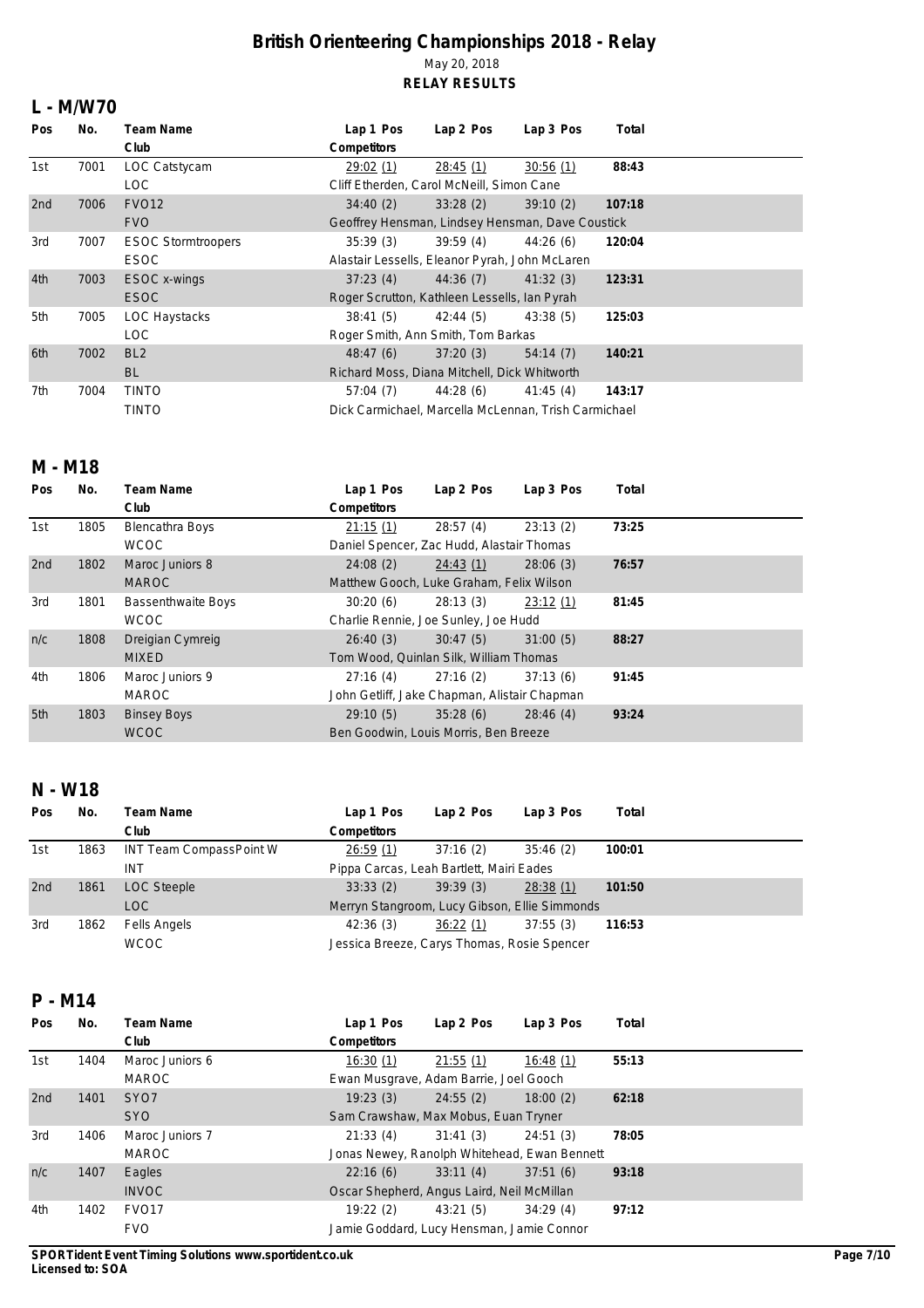# British Orienteering Championships 2018 - Relay

May 20, 2018

**RELAY RESULTS**

## L - M/W70

| Pos | No. | Team Name / Club | Lap 1 Pos | Lap 2 Pos | Lap 3 Pos | Total |
|---|---|---|---|---|---|---|
| 1st | 7001 | LOC Catstycam | 29:02 (1) | 28:45 (1) | 30:56 (1) | **88:43** |
| | | LOC | Cliff Etherden, Carol McNeill, Simon Cane | | | |
| 2nd | 7006 | FVO12 | 34:40 (2) | 33:28 (2) | 39:10 (2) | **107:18** |
| | | FVO | Geoffrey Hensman, Lindsey Hensman, Dave Coustick | | | |
| 3rd | 7007 | ESOC Stormtroopers | 35:39 (3) | 39:59 (4) | 44:26 (6) | **120:04** |
| | | ESOC | Alastair Lessells, Eleanor Pyrah, John McLaren | | | |
| 4th | 7003 | ESOC x-wings | 37:23 (4) | 44:36 (7) | 41:32 (3) | **123:31** |
| | | ESOC | Roger Scrutton, Kathleen Lessells, Ian Pyrah | | | |
| 5th | 7005 | LOC Haystacks | 38:41 (5) | 42:44 (5) | 43:38 (5) | **125:03** |
| | | LOC | Roger Smith, Ann Smith, Tom Barkas | | | |
| 6th | 7002 | BL2 | 48:47 (6) | 37:20 (3) | 54:14 (7) | **140:21** |
| | | BL | Richard Moss, Diana Mitchell, Dick Whitworth | | | |
| 7th | 7004 | TINTO | 57:04 (7) | 44:28 (6) | 41:45 (4) | **143:17** |
| | | TINTO | Dick Carmichael, Marcella McLennan, Trish Carmichael | | | |

## M - M18

| Pos | No. | Team Name / Club | Lap 1 Pos | Lap 2 Pos | Lap 3 Pos | Total |
|---|---|---|---|---|---|---|
| 1st | 1805 | Blencathra Boys | 21:15 (1) | 28:57 (4) | 23:13 (2) | **73:25** |
| | | WCOC | Daniel Spencer, Zac Hudd, Alastair Thomas | | | |
| 2nd | 1802 | Maroc Juniors 8 | 24:08 (2) | 24:43 (1) | 28:06 (3) | **76:57** |
| | | MAROC | Matthew Gooch, Luke Graham, Felix Wilson | | | |
| 3rd | 1801 | Bassenthwaite Boys | 30:20 (6) | 28:13 (3) | 23:12 (1) | **81:45** |
| | | WCOC | Charlie Rennie, Joe Sunley, Joe Hudd | | | |
| n/c | 1808 | Dreigian Cymreig | 26:40 (3) | 30:47 (5) | 31:00 (5) | **88:27** |
| | | MIXED | Tom Wood, Quinlan Silk, William Thomas | | | |
| 4th | 1806 | Maroc Juniors 9 | 27:16 (4) | 27:16 (2) | 37:13 (6) | **91:45** |
| | | MAROC | John Getliff, Jake Chapman, Alistair Chapman | | | |
| 5th | 1803 | Binsey Boys | 29:10 (5) | 35:28 (6) | 28:46 (4) | **93:24** |
| | | WCOC | Ben Goodwin, Louis Morris, Ben Breeze | | | |

## N - W18

| Pos | No. | Team Name / Club | Lap 1 Pos | Lap 2 Pos | Lap 3 Pos | Total |
|---|---|---|---|---|---|---|
| 1st | 1863 | INT Team CompassPoint W | 26:59 (1) | 37:16 (2) | 35:46 (2) | **100:01** |
| | | INT | Pippa Carcas, Leah Bartlett, Mairi Eades | | | |
| 2nd | 1861 | LOC Steeple | 33:33 (2) | 39:39 (3) | 28:38 (1) | **101:50** |
| | | LOC | Merryn Stangroom, Lucy Gibson, Ellie Simmonds | | | |
| 3rd | 1862 | Fells Angels | 42:36 (3) | 36:22 (1) | 37:55 (3) | **116:53** |
| | | WCOC | Jessica Breeze, Carys Thomas, Rosie Spencer | | | |

## P - M14

| Pos | No. | Team Name / Club | Lap 1 Pos | Lap 2 Pos | Lap 3 Pos | Total |
|---|---|---|---|---|---|---|
| 1st | 1404 | Maroc Juniors 6 | 16:30 (1) | 21:55 (1) | 16:48 (1) | **55:13** |
| | | MAROC | Ewan Musgrave, Adam Barrie, Joel Gooch | | | |
| 2nd | 1401 | SYO7 | 19:23 (3) | 24:55 (2) | 18:00 (2) | **62:18** |
| | | SYO | Sam Crawshaw, Max Mobus, Euan Tryner | | | |
| 3rd | 1406 | Maroc Juniors 7 | 21:33 (4) | 31:41 (3) | 24:51 (3) | **78:05** |
| | | MAROC | Jonas Newey, Ranolph Whitehead, Ewan Bennett | | | |
| n/c | 1407 | Eagles | 22:16 (6) | 33:11 (4) | 37:51 (6) | **93:18** |
| | | INVOC | Oscar Shepherd, Angus Laird, Neil McMillan | | | |
| 4th | 1402 | FVO17 | 19:22 (2) | 43:21 (5) | 34:29 (4) | **97:12** |
| | | FVO | Jamie Goddard, Lucy Hensman, Jamie Connor | | | |

**SPORTident Event Timing Solutions www.sportident.co.uk**
**Licensed to: SOA**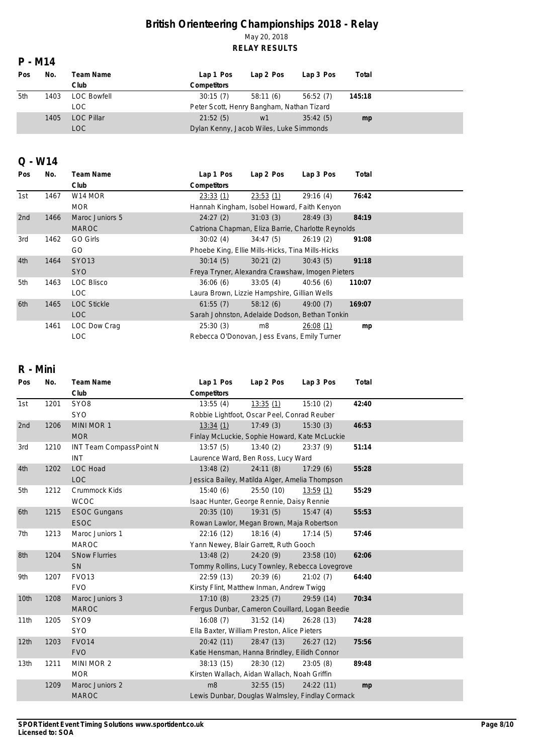# British Orienteering Championships 2018 - Relay

May 20, 2018

**RELAY RESULTS**

## P - M14

| Pos | No. | Team Name / Club | Lap 1 Pos | Lap 2 Pos | Lap 3 Pos | Total |
|---|---|---|---|---|---|---|
| 5th | 1403 | LOC Bowfell | 30:15 (7) | 58:11 (6) | 56:52 (7) | **145:18** |
| | | LOC | Peter Scott, Henry Bangham, Nathan Tizard | | | |
| | 1405 | LOC Pillar | 21:52 (5) | w1 | 35:42 (5) | **mp** |
| | | LOC | Dylan Kenny, Jacob Wiles, Luke Simmonds | | | |

## Q - W14

| Pos | No. | Team Name / Club | Lap 1 Pos | Lap 2 Pos | Lap 3 Pos | Total |
|---|---|---|---|---|---|---|
| 1st | 1467 | W14 MOR | 23:33 (1) | 23:53 (1) | 29:16 (4) | **76:42** |
| | | MOR | Hannah Kingham, Isobel Howard, Faith Kenyon | | | |
| 2nd | 1466 | Maroc Juniors 5 | 24:27 (2) | 31:03 (3) | 28:49 (3) | **84:19** |
| | | MAROC | Catriona Chapman, Eliza Barrie, Charlotte Reynolds | | | |
| 3rd | 1462 | GO Girls | 30:02 (4) | 34:47 (5) | 26:19 (2) | **91:08** |
| | | GO | Phoebe King, Ellie Mills-Hicks, Tina Mills-Hicks | | | |
| 4th | 1464 | SYO13 | 30:14 (5) | 30:21 (2) | 30:43 (5) | **91:18** |
| | | SYO | Freya Tryner, Alexandra Crawshaw, Imogen Pieters | | | |
| 5th | 1463 | LOC Blisco | 36:06 (6) | 33:05 (4) | 40:56 (6) | **110:07** |
| | | LOC | Laura Brown, Lizzie Hampshire, Gillian Wells | | | |
| 6th | 1465 | LOC Stickle | 61:55 (7) | 58:12 (6) | 49:00 (7) | **169:07** |
| | | LOC | Sarah Johnston, Adelaide Dodson, Bethan Tonkin | | | |
| | 1461 | LOC Dow Crag | 25:30 (3) | m8 | 26:08 (1) | **mp** |
| | | LOC | Rebecca O'Donovan, Jess Evans, Emily Turner | | | |

## R - Mini

| Pos | No. | Team Name / Club | Lap 1 Pos | Lap 2 Pos | Lap 3 Pos | Total |
|---|---|---|---|---|---|---|
| 1st | 1201 | SYO8 | 13:55 (4) | 13:35 (1) | 15:10 (2) | **42:40** |
| | | SYO | Robbie Lightfoot, Oscar Peel, Conrad Reuber | | | |
| 2nd | 1206 | MINI MOR 1 | 13:34 (1) | 17:49 (3) | 15:30 (3) | **46:53** |
| | | MOR | Finlay McLuckie, Sophie Howard, Kate McLuckie | | | |
| 3rd | 1210 | INT Team CompassPoint N | 13:57 (5) | 13:40 (2) | 23:37 (9) | **51:14** |
| | | INT | Laurence Ward, Ben Ross, Lucy Ward | | | |
| 4th | 1202 | LOC Hoad | 13:48 (2) | 24:11 (8) | 17:29 (6) | **55:28** |
| | | LOC | Jessica Bailey, Matilda Alger, Amelia Thompson | | | |
| 5th | 1212 | Crummock Kids | 15:40 (6) | 25:50 (10) | 13:59 (1) | **55:29** |
| | | WCOC | Isaac Hunter, George Rennie, Daisy Rennie | | | |
| 6th | 1215 | ESOC Gungans | 20:35 (10) | 19:31 (5) | 15:47 (4) | **55:53** |
| | | ESOC | Rowan Lawlor, Megan Brown, Maja Robertson | | | |
| 7th | 1213 | Maroc Juniors 1 | 22:16 (12) | 18:16 (4) | 17:14 (5) | **57:46** |
| | | MAROC | Yann Newey, Blair Garrett, Ruth Gooch | | | |
| 8th | 1204 | SNow Flurries | 13:48 (2) | 24:20 (9) | 23:58 (10) | **62:06** |
| | | SN | Tommy Rollins, Lucy Townley, Rebecca Lovegrove | | | |
| 9th | 1207 | FVO13 | 22:59 (13) | 20:39 (6) | 21:02 (7) | **64:40** |
| | | FVO | Kirsty Flint, Matthew Inman, Andrew Twigg | | | |
| 10th | 1208 | Maroc Juniors 3 | 17:10 (8) | 23:25 (7) | 29:59 (14) | **70:34** |
| | | MAROC | Fergus Dunbar, Cameron Couillard, Logan Beedie | | | |
| 11th | 1205 | SYO9 | 16:08 (7) | 31:52 (14) | 26:28 (13) | **74:28** |
| | | SYO | Ella Baxter, William Preston, Alice Pieters | | | |
| 12th | 1203 | FVO14 | 20:42 (11) | 28:47 (13) | 26:27 (12) | **75:56** |
| | | FVO | Katie Hensman, Hanna Brindley, Eilidh Connor | | | |
| 13th | 1211 | MINI MOR 2 | 38:13 (15) | 28:30 (12) | 23:05 (8) | **89:48** |
| | | MOR | Kirsten Wallach, Aidan Wallach, Noah Griffin | | | |
| | 1209 | Maroc Juniors 2 | m8 | 32:55 (15) | 24:22 (11) | **mp** |
| | | MAROC | Lewis Dunbar, Douglas Walmsley, Findlay Cormack | | | |

**SPORTident Event Timing Solutions www.sportident.co.uk**
**Licensed to: SOA**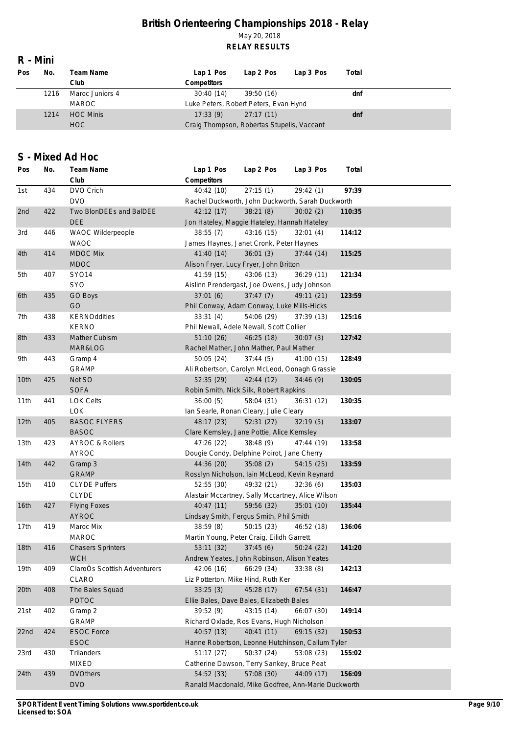# British Orienteering Championships 2018 - Relay

May 20, 2018

**RELAY RESULTS**

## R - Mini

| Pos | No. | Team Name / Club | Lap 1 Pos | Lap 2 Pos | Lap 3 Pos | Total |
|---|---|---|---|---|---|---|
| | 1216 | Maroc Juniors 4 | 30:40 (14) | 39:50 (16) | | dnf |
| | | MAROC | Luke Peters, Robert Peters, Evan Hynd | | | |
| | 1214 | HOC Minis | 17:33 (9) | 27:17 (11) | | dnf |
| | | HOC | Craig Thompson, Robertas Stupelis, Vaccant | | | |

## S - Mixed Ad Hoc

| Pos | No. | Team Name / Club | Lap 1 Pos | Lap 2 Pos | Lap 3 Pos | Total |
|---|---|---|---|---|---|---|
| 1st | 434 | DVO Crich | 40:42 (10) | 27:15 (1) | 29:42 (1) | 97:39 |
| | | DVO | Rachel Duckworth, John Duckworth, Sarah Duckworth | | | |
| 2nd | 422 | Two BlonDEEs and BalDEE | 42:12 (17) | 38:21 (8) | 30:02 (2) | 110:35 |
| | | DEE | Jon Hateley, Maggie Hateley, Hannah Hateley | | | |
| 3rd | 446 | WAOC Wilderpeople | 38:55 (7) | 43:16 (15) | 32:01 (4) | 114:12 |
| | | WAOC | James Haynes, Janet Cronk, Peter Haynes | | | |
| 4th | 414 | MDOC Mix | 41:40 (14) | 36:01 (3) | 37:44 (14) | 115:25 |
| | | MDOC | Alison Fryer, Lucy Fryer, John Britton | | | |
| 5th | 407 | SYO14 | 41:59 (15) | 43:06 (13) | 36:29 (11) | 121:34 |
| | | SYO | Aislinn Prendergast, Joe Owens, Judy Johnson | | | |
| 6th | 435 | GO Boys | 37:01 (6) | 37:47 (7) | 49:11 (21) | 123:59 |
| | | GO | Phil Conway, Adam Conway, Luke Mills-Hicks | | | |
| 7th | 438 | KERNOddities | 33:31 (4) | 54:06 (29) | 37:39 (13) | 125:16 |
| | | KERNO | Phil Newall, Adele Newall, Scott Collier | | | |
| 8th | 433 | Mather Cubism | 51:10 (26) | 46:25 (18) | 30:07 (3) | 127:42 |
| | | MAR&LOG | Rachel Mather, John Mather, Paul Mather | | | |
| 9th | 443 | Gramp 4 | 50:05 (24) | 37:44 (5) | 41:00 (15) | 128:49 |
| | | GRAMP | Ali Robertson, Carolyn McLeod, Oonagh Grassie | | | |
| 10th | 425 | Not SO | 52:35 (29) | 42:44 (12) | 34:46 (9) | 130:05 |
| | | SOFA | Robin Smith, Nick Silk, Robert Rapkins | | | |
| 11th | 441 | LOK Celts | 36:00 (5) | 58:04 (31) | 36:31 (12) | 130:35 |
| | | LOK | Ian Searle, Ronan Cleary, Julie Cleary | | | |
| 12th | 405 | BASOC FLYERS | 48:17 (23) | 52:31 (27) | 32:19 (5) | 133:07 |
| | | BASOC | Clare Kemsley, Jane Pottie, Alice Kemsley | | | |
| 13th | 423 | AYROC & Rollers | 47:26 (22) | 38:48 (9) | 47:44 (19) | 133:58 |
| | | AYROC | Dougie Condy, Delphine Poirot, Jane Cherry | | | |
| 14th | 442 | Gramp 3 | 44:36 (20) | 35:08 (2) | 54:15 (25) | 133:59 |
| | | GRAMP | Rosslyn Nicholson, Iain McLeod, Kevin Reynard | | | |
| 15th | 410 | CLYDE Puffers | 52:55 (30) | 49:32 (21) | 32:36 (6) | 135:03 |
| | | CLYDE | Alastair Mccartney, Sally Mccartney, Alice Wilson | | | |
| 16th | 427 | Flying Foxes | 40:47 (11) | 59:56 (32) | 35:01 (10) | 135:44 |
| | | AYROC | Lindsay Smith, Fergus Smith, Phil Smith | | | |
| 17th | 419 | Maroc Mix | 38:59 (8) | 50:15 (23) | 46:52 (18) | 136:06 |
| | | MAROC | Martin Young, Peter Craig, Eilidh Garrett | | | |
| 18th | 416 | Chasers Sprinters | 53:11 (32) | 37:45 (6) | 50:24 (22) | 141:20 |
| | | WCH | Andrew Yeates, John Robinson, Alison Yeates | | | |
| 19th | 409 | ClaroÕs Scottish Adventurers | 42:06 (16) | 66:29 (34) | 33:38 (8) | 142:13 |
| | | CLARO | Liz Potterton, Mike Hind, Ruth Ker | | | |
| 20th | 408 | The Bales Squad | 33:25 (3) | 45:28 (17) | 67:54 (31) | 146:47 |
| | | POTOC | Ellie Bales, Dave Bales, Elizabeth Bales | | | |
| 21st | 402 | Gramp 2 | 39:52 (9) | 43:15 (14) | 66:07 (30) | 149:14 |
| | | GRAMP | Richard Oxlade, Ros Evans, Hugh Nicholson | | | |
| 22nd | 424 | ESOC Force | 40:57 (13) | 40:41 (11) | 69:15 (32) | 150:53 |
| | | ESOC | Hanne Robertson, Leonne Hutchinson, Callum Tyler | | | |
| 23rd | 430 | Trilanders | 51:17 (27) | 50:37 (24) | 53:08 (23) | 155:02 |
| | | MIXED | Catherine Dawson, Terry Sankey, Bruce Peat | | | |
| 24th | 439 | DVOthers | 54:52 (33) | 57:08 (30) | 44:09 (17) | 156:09 |
| | | DVO | Ranald Macdonald, Mike Godfree, Ann-Marie Duckworth | | | |

**SPORTident Event Timing Solutions www.sportident.co.uk**
**Licensed to: SOA**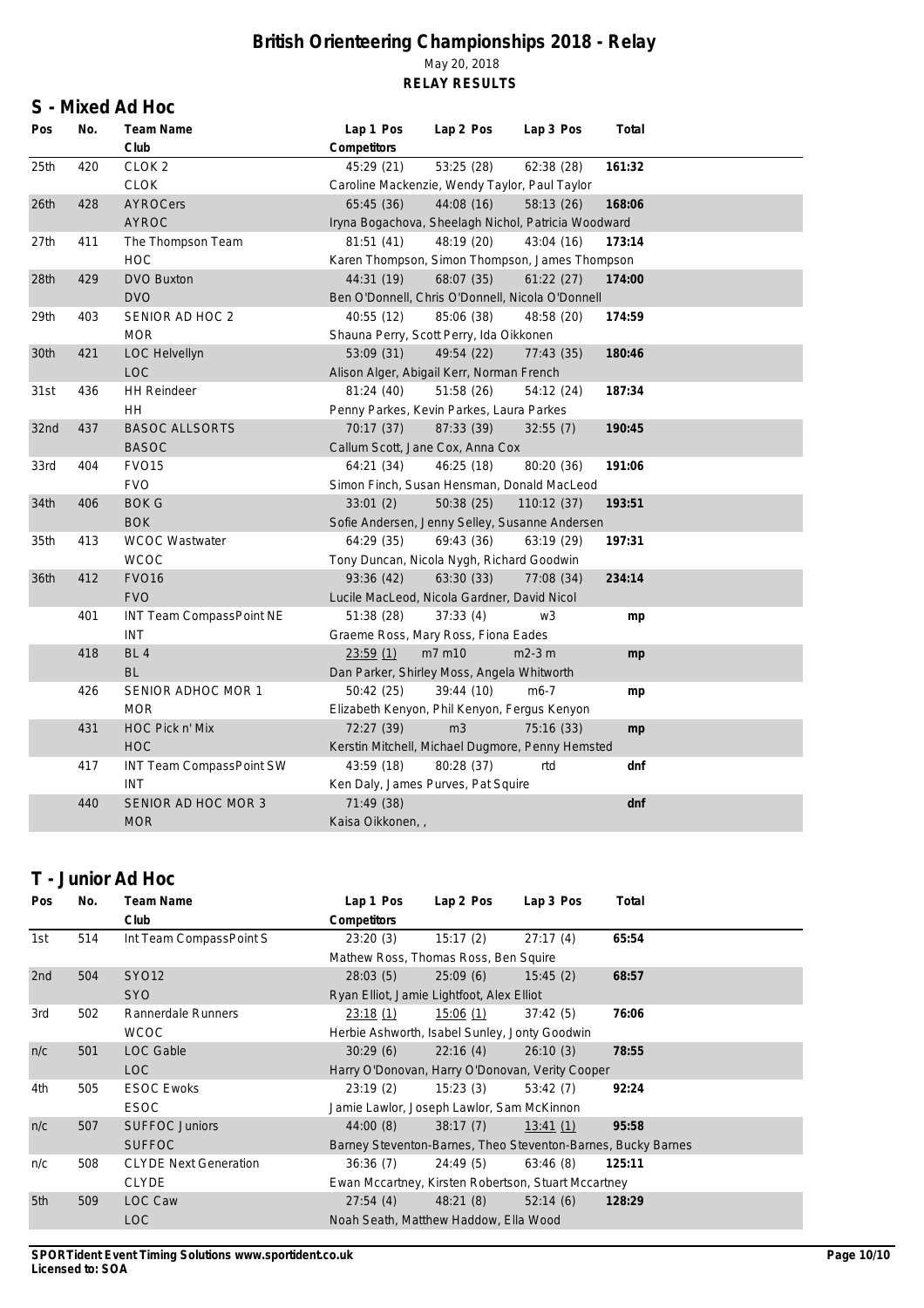# British Orienteering Championships 2018 - Relay

May 20, 2018

**RELAY RESULTS**

## S - Mixed Ad Hoc

| Pos | No. | Team Name / Club | Lap 1 Pos | Lap 2 Pos | Lap 3 Pos | Total |
|---|---|---|---|---|---|---|
| 25th | 420 | CLOK 2 | 45:29 (21) | 53:25 (28) | 62:38 (28) | **161:32** |
| | | CLOK | Caroline Mackenzie, Wendy Taylor, Paul Taylor | | | |
| 26th | 428 | AYROCers | 65:45 (36) | 44:08 (16) | 58:13 (26) | **168:06** |
| | | AYROC | Iryna Bogachova, Sheelagh Nichol, Patricia Woodward | | | |
| 27th | 411 | The Thompson Team | 81:51 (41) | 48:19 (20) | 43:04 (16) | **173:14** |
| | | HOC | Karen Thompson, Simon Thompson, James Thompson | | | |
| 28th | 429 | DVO Buxton | 44:31 (19) | 68:07 (35) | 61:22 (27) | **174:00** |
| | | DVO | Ben O'Donnell, Chris O'Donnell, Nicola O'Donnell | | | |
| 29th | 403 | SENIOR AD HOC 2 | 40:55 (12) | 85:06 (38) | 48:58 (20) | **174:59** |
| | | MOR | Shauna Perry, Scott Perry, Ida Oikkonen | | | |
| 30th | 421 | LOC Helvellyn | 53:09 (31) | 49:54 (22) | 77:43 (35) | **180:46** |
| | | LOC | Alison Alger, Abigail Kerr, Norman French | | | |
| 31st | 436 | HH Reindeer | 81:24 (40) | 51:58 (26) | 54:12 (24) | **187:34** |
| | | HH | Penny Parkes, Kevin Parkes, Laura Parkes | | | |
| 32nd | 437 | BASOC ALLSORTS | 70:17 (37) | 87:33 (39) | 32:55 (7) | **190:45** |
| | | BASOC | Callum Scott, Jane Cox, Anna Cox | | | |
| 33rd | 404 | FVO15 | 64:21 (34) | 46:25 (18) | 80:20 (36) | **191:06** |
| | | FVO | Simon Finch, Susan Hensman, Donald MacLeod | | | |
| 34th | 406 | BOK G | 33:01 (2) | 50:38 (25) | 110:12 (37) | **193:51** |
| | | BOK | Sofie Andersen, Jenny Selley, Susanne Andersen | | | |
| 35th | 413 | WCOC Wastwater | 64:29 (35) | 69:43 (36) | 63:19 (29) | **197:31** |
| | | WCOC | Tony Duncan, Nicola Nygh, Richard Goodwin | | | |
| 36th | 412 | FVO16 | 93:36 (42) | 63:30 (33) | 77:08 (34) | **234:14** |
| | | FVO | Lucile MacLeod, Nicola Gardner, David Nicol | | | |
| | 401 | INT Team CompassPoint NE | 51:38 (28) | 37:33 (4) | w3 | **mp** |
| | | INT | Graeme Ross, Mary Ross, Fiona Eades | | | |
| | 418 | BL 4 | 23:59 (1) | m7 m10 | m2-3 m | **mp** |
| | | BL | Dan Parker, Shirley Moss, Angela Whitworth | | | |
| | 426 | SENIOR ADHOC MOR 1 | 50:42 (25) | 39:44 (10) | m6-7 | **mp** |
| | | MOR | Elizabeth Kenyon, Phil Kenyon, Fergus Kenyon | | | |
| | 431 | HOC Pick n' Mix | 72:27 (39) | m3 | 75:16 (33) | **mp** |
| | | HOC | Kerstin Mitchell, Michael Dugmore, Penny Hemsted | | | |
| | 417 | INT Team CompassPoint SW | 43:59 (18) | 80:28 (37) | rtd | **dnf** |
| | | INT | Ken Daly, James Purves, Pat Squire | | | |
| | 440 | SENIOR AD HOC MOR 3 | 71:49 (38) | | | **dnf** |
| | | MOR | Kaisa Oikkonen, , | | | |

## T - Junior Ad Hoc

| Pos | No. | Team Name / Club | Lap 1 Pos | Lap 2 Pos | Lap 3 Pos | Total |
|---|---|---|---|---|---|---|
| 1st | 514 | Int Team CompassPoint S | 23:20 (3) | 15:17 (2) | 27:17 (4) | **65:54** |
| | | | Mathew Ross, Thomas Ross, Ben Squire | | | |
| 2nd | 504 | SYO12 | 28:03 (5) | 25:09 (6) | 15:45 (2) | **68:57** |
| | | SYO | Ryan Elliot, Jamie Lightfoot, Alex Elliot | | | |
| 3rd | 502 | Rannerdale Runners | 23:18 (1) | 15:06 (1) | 37:42 (5) | **76:06** |
| | | WCOC | Herbie Ashworth, Isabel Sunley, Jonty Goodwin | | | |
| n/c | 501 | LOC Gable | 30:29 (6) | 22:16 (4) | 26:10 (3) | **78:55** |
| | | LOC | Harry O'Donovan, Harry O'Donovan, Verity Cooper | | | |
| 4th | 505 | ESOC Ewoks | 23:19 (2) | 15:23 (3) | 53:42 (7) | **92:24** |
| | | ESOC | Jamie Lawlor, Joseph Lawlor, Sam McKinnon | | | |
| n/c | 507 | SUFFOC Juniors | 44:00 (8) | 38:17 (7) | 13:41 (1) | **95:58** |
| | | SUFFOC | Barney Steventon-Barnes, Theo Steventon-Barnes, Bucky Barnes | | | |
| n/c | 508 | CLYDE Next Generation | 36:36 (7) | 24:49 (5) | 63:46 (8) | **125:11** |
| | | CLYDE | Ewan Mccartney, Kirsten Robertson, Stuart Mccartney | | | |
| 5th | 509 | LOC Caw | 27:54 (4) | 48:21 (8) | 52:14 (6) | **128:29** |
| | | LOC | Noah Seath, Matthew Haddow, Ella Wood | | | |

**SPORTident Event Timing Solutions www.sportident.co.uk**
**Licensed to: SOA**